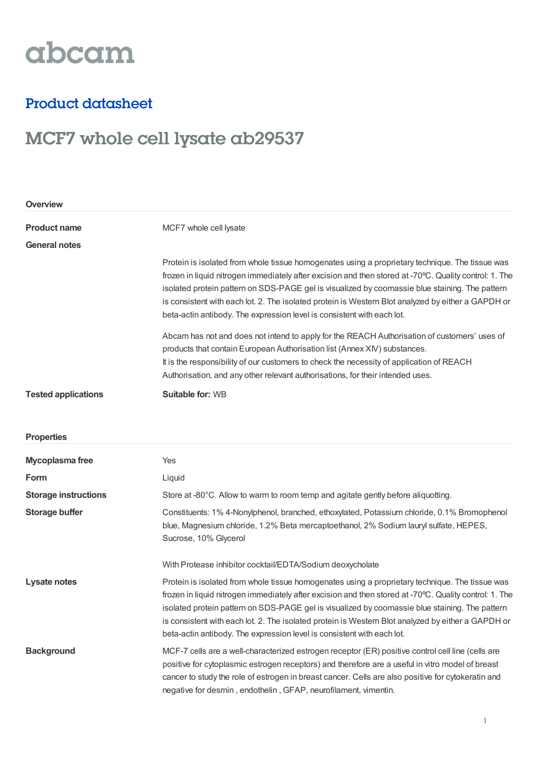abcam

## Product datasheet

# MCF7 whole cell lysate ab29537

### Overview

**Product name**
MCF7 whole cell lysate

**General notes**

Protein is isolated from whole tissue homogenates using a proprietary technique. The tissue was frozen in liquid nitrogen immediately after excision and then stored at -70ºC. Quality control: 1. The isolated protein pattern on SDS-PAGE gel is visualized by coomassie blue staining. The pattern is consistent with each lot. 2. The isolated protein is Western Blot analyzed by either a GAPDH or beta-actin antibody. The expression level is consistent with each lot.

Abcam has not and does not intend to apply for the REACH Authorisation of customers' uses of products that contain European Authorisation list (Annex XIV) substances.
It is the responsibility of our customers to check the necessity of application of REACH Authorisation, and any other relevant authorisations, for their intended uses.

**Tested applications**
**Suitable for:** WB

### Properties

**Mycoplasma free**
Yes

**Form**
Liquid

**Storage instructions**
Store at -80°C. Allow to warm to room temp and agitate gently before aliquotting.

**Storage buffer**
Constituents: 1% 4-Nonylphenol, branched, ethoxylated, Potassium chloride, 0.1% Bromophenol blue, Magnesium chloride, 1.2% Beta mercaptoethanol, 2% Sodium lauryl sulfate, HEPES, Sucrose, 10% Glycerol

With Protease inhibitor cocktail/EDTA/Sodium deoxycholate

**Lysate notes**
Protein is isolated from whole tissue homogenates using a proprietary technique. The tissue was frozen in liquid nitrogen immediately after excision and then stored at -70ºC. Quality control: 1. The isolated protein pattern on SDS-PAGE gel is visualized by coomassie blue staining. The pattern is consistent with each lot. 2. The isolated protein is Western Blot analyzed by either a GAPDH or beta-actin antibody. The expression level is consistent with each lot.

**Background**
MCF-7 cells are a well-characterized estrogen receptor (ER) positive control cell line (cells are positive for cytoplasmic estrogen receptors) and therefore are a useful in vitro model of breast cancer to study the role of estrogen in breast cancer. Cells are also positive for cytokeratin and negative for desmin , endothelin , GFAP, neurofilament, vimentin.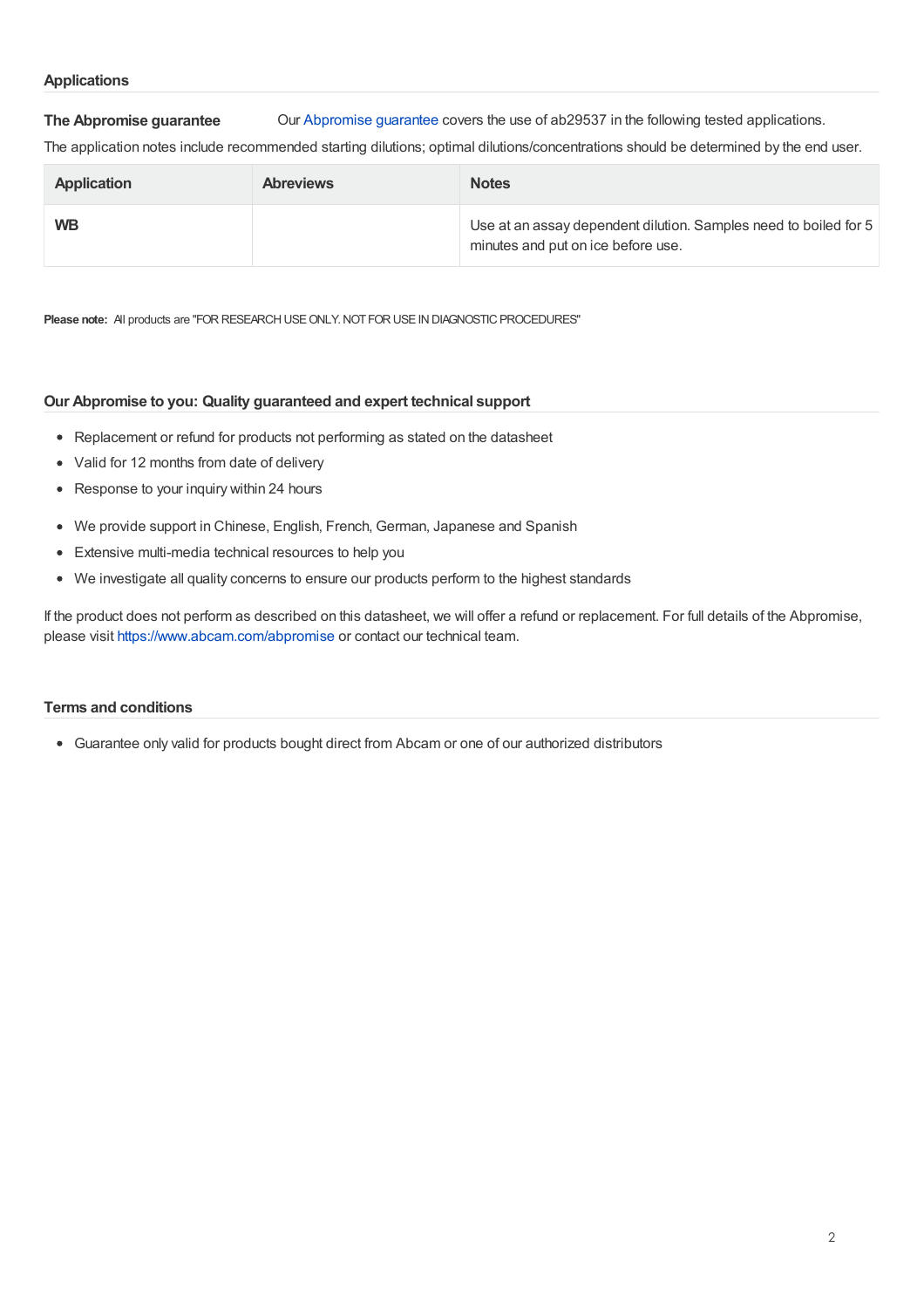## Applications

**The Abpromise guarantee** Our Abpromise guarantee covers the use of ab29537 in the following tested applications.

The application notes include recommended starting dilutions; optimal dilutions/concentrations should be determined by the end user.

| Application | Abreviews | Notes |
|---|---|---|
| **WB** | | Use at an assay dependent dilution. Samples need to boiled for 5 minutes and put on ice before use. |

**Please note:** All products are "FOR RESEARCH USE ONLY. NOT FOR USE IN DIAGNOSTIC PROCEDURES"

## Our Abpromise to you: Quality guaranteed and expert technical support

- Replacement or refund for products not performing as stated on the datasheet
- Valid for 12 months from date of delivery
- Response to your inquiry within 24 hours

- We provide support in Chinese, English, French, German, Japanese and Spanish
- Extensive multi-media technical resources to help you
- We investigate all quality concerns to ensure our products perform to the highest standards

If the product does not perform as described on this datasheet, we will offer a refund or replacement. For full details of the Abpromise, please visit https://www.abcam.com/abpromise or contact our technical team.

## Terms and conditions

- Guarantee only valid for products bought direct from Abcam or one of our authorized distributors